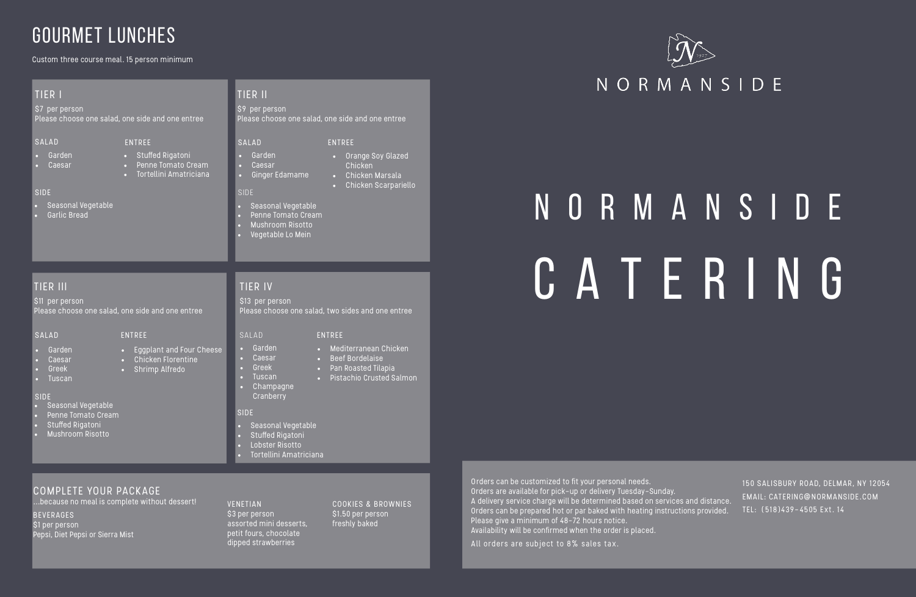# GOURMET LUNCHES

Custom three course meal. 15 person minimum

## TIER I

$7 per person
Please choose one salad, one side and one entree

### SALAD

- Garden
- Caesar

### ENTREE

- Stuffed Rigatoni
- Penne Tomato Cream
- Tortellini Amatriciana

### SIDE

- Seasonal Vegetable
- Garlic Bread

## TIER II

$9 per person
Please choose one salad, one side and one entree

### SALAD

- Garden
- Caesar
- Ginger Edamame

### ENTREE

- Orange Soy Glazed Chicken
- Chicken Marsala
- Chicken Scarpariello

### SIDE

- Seasonal Vegetable
- Penne Tomato Cream
- Mushroom Risotto
- Vegetable Lo Mein

## TIER III

$11 per person
Please choose one salad, one side and one entree

### SALAD

- Garden
- Caesar
- Greek
- Tuscan

### ENTREE

- Eggplant and Four Cheese
- Chicken Florentine
- Shrimp Alfredo

### SIDE

- Seasonal Vegetable
- Penne Tomato Cream
- Stuffed Rigatoni
- Mushroom Risotto

## TIER IV

$13 per person
Please choose one salad, two sides and one entree

### SALAD

- Garden
- Caesar
- Greek
- Tuscan
- Champagne Cranberry

### ENTREE

- Mediterranean Chicken
- Beef Bordelaise
- Pan Roasted Tilapia
- Pistachio Crusted Salmon

### SIDE

- Seasonal Vegetable
- Stuffed Rigatoni
- Lobster Risotto
- Tortellini Amatriciana

## COMPLETE YOUR PACKAGE

...because no meal is complete without dessert!

**BEVERAGES**
$1 per person
Pepsi, Diet Pepsi or Sierra Mist

**VENETIAN**
$3 per person
assorted mini desserts, petit fours, chocolate dipped strawberries

**COOKIES & BROWNIES**
$1.50 per person
freshly baked

NORMANSIDE

# NORMANSIDE CATERING

Orders can be customized to fit your personal needs.
Orders are available for pick-up or delivery Tuesday-Sunday.
A delivery service charge will be determined based on services and distance.
Orders can be prepared hot or par baked with heating instructions provided.
Please give a minimum of 48-72 hours notice.
Availability will be confirmed when the order is placed.

All orders are subject to 8% sales tax.

150 SALISBURY ROAD, DELMAR, NY 12054
EMAIL: CATERING@NORMANSIDE.COM
TEL: (518)439-4505 Ext. 14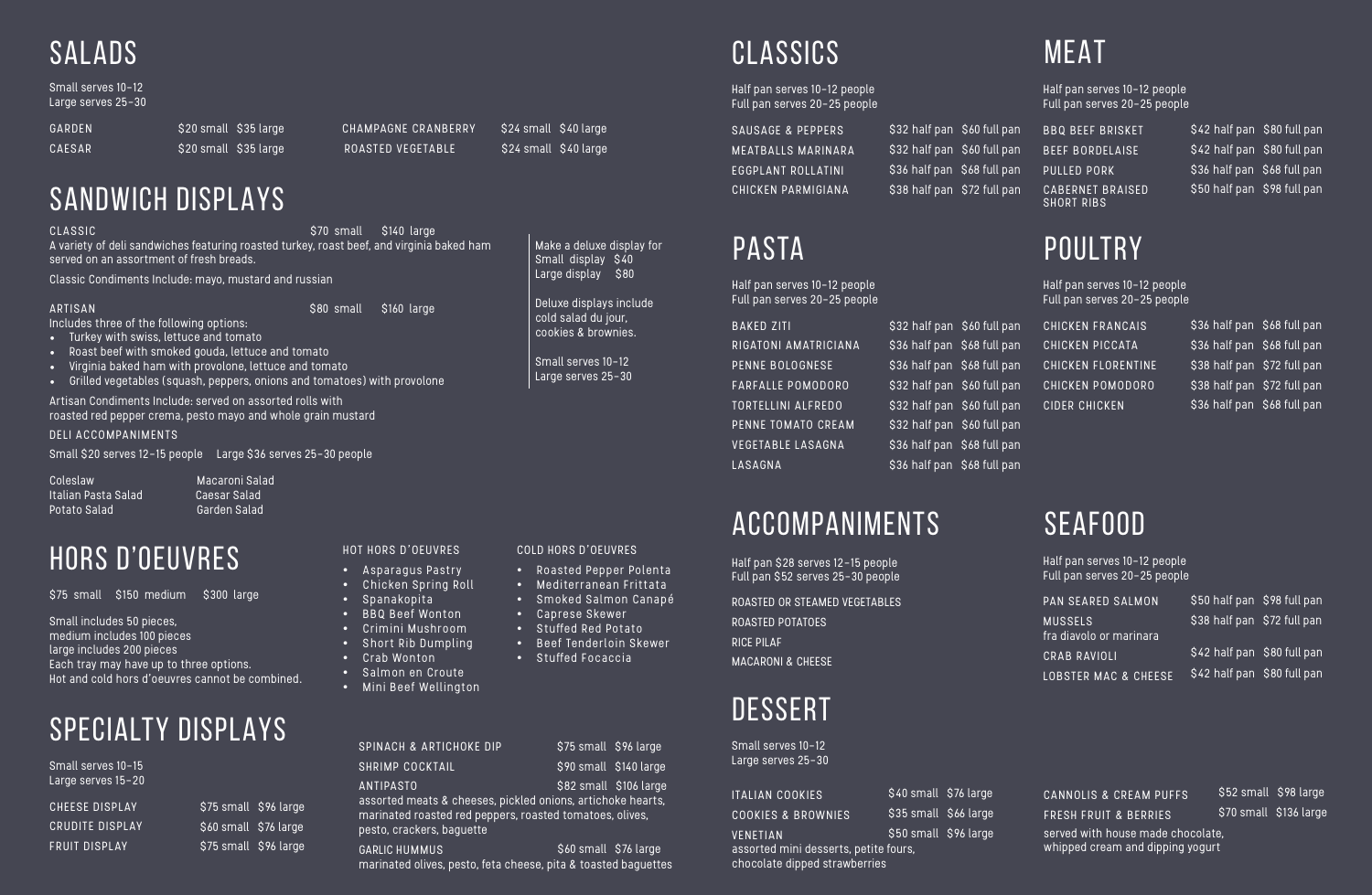# SALADS

Small serves 10-12
Large serves 25-30

| | | | |
|---|---|---|---|
| GARDEN | $20 small $35 large | CHAMPAGNE CRANBERRY | $24 small $40 large |
| CAESAR | $20 small $35 large | ROASTED VEGETABLE | $24 small $40 large |

# SANDWICH DISPLAYS

CLASSIC $70 small $140 large

A variety of deli sandwiches featuring roasted turkey, roast beef, and virginia baked ham served on an assortment of fresh breads.

Classic Condiments Include: mayo, mustard and russian

ARTISAN $80 small $160 large

Includes three of the following options:

- Turkey with swiss, lettuce and tomato
- Roast beef with smoked gouda, lettuce and tomato
- Virginia baked ham with provolone, lettuce and tomato
- Grilled vegetables (squash, peppers, onions and tomatoes) with provolone

Artisan Condiments Include: served on assorted rolls with roasted red pepper crema, pesto mayo and whole grain mustard

Make a deluxe display for
Small display $40
Large display $80

Deluxe displays include cold salad du jour, cookies & brownies.

Small serves 10-12
Large serves 25-30

DELI ACCOMPANIMENTS

Small $20 serves 12-15 people Large $36 serves 25-30 people

| | |
|---|---|
| Coleslaw | Macaroni Salad |
| Italian Pasta Salad | Caesar Salad |
| Potato Salad | Garden Salad |

# HORS D'OEUVRES

$75 small $150 medium $300 large

Small includes 50 pieces,
medium includes 100 pieces
large includes 200 pieces
Each tray may have up to three options.
Hot and cold hors d'oeuvres cannot be combined.

HOT HORS D'OEUVRES

- Asparagus Pastry
- Chicken Spring Roll
- Spanakopita
- BBQ Beef Wonton
- Crimini Mushroom
- Short Rib Dumpling
- Crab Wonton
- Salmon en Croute
- Mini Beef Wellington

COLD HORS D'OEUVRES

- Roasted Pepper Polenta
- Mediterranean Frittata
- Smoked Salmon Canapé
- Caprese Skewer
- Stuffed Red Potato
- Beef Tenderloin Skewer
- Stuffed Focaccia

# SPECIALTY DISPLAYS

Small serves 10-15
Large serves 15-20

| | |
|---|---|
| CHEESE DISPLAY | $75 small $96 large |
| CRUDITE DISPLAY | $60 small $76 large |
| FRUIT DISPLAY | $75 small $96 large |

| | |
|---|---|
| SPINACH & ARTICHOKE DIP | $75 small $96 large |
| SHRIMP COCKTAIL | $90 small $140 large |
| ANTIPASTO | $82 small $106 large |

assorted meats & cheeses, pickled onions, artichoke hearts, marinated roasted red peppers, roasted tomatoes, olives, pesto, crackers, baguette

GARLIC HUMMUS $60 small $76 large

marinated olives, pesto, feta cheese, pita & toasted baguettes

# CLASSICS

Half pan serves 10-12 people
Full pan serves 20-25 people

| | | |
|---|---|---|
| SAUSAGE & PEPPERS | $32 half pan | $60 full pan |
| MEATBALLS MARINARA | $32 half pan | $60 full pan |
| EGGPLANT ROLLATINI | $36 half pan | $68 full pan |
| CHICKEN PARMIGIANA | $38 half pan | $72 full pan |

# PASTA

Half pan serves 10-12 people
Full pan serves 20-25 people

| | | |
|---|---|---|
| BAKED ZITI | $32 half pan | $60 full pan |
| RIGATONI AMATRICIANA | $36 half pan | $68 full pan |
| PENNE BOLOGNESE | $36 half pan | $68 full pan |
| FARFALLE POMODORO | $32 half pan | $60 full pan |
| TORTELLINI ALFREDO | $32 half pan | $60 full pan |
| PENNE TOMATO CREAM | $32 half pan | $60 full pan |
| VEGETABLE LASAGNA | $36 half pan | $68 full pan |
| LASAGNA | $36 half pan | $68 full pan |

# ACCOMPANIMENTS

Half pan $28 serves 12-15 people
Full pan $52 serves 25-30 people

ROASTED OR STEAMED VEGETABLES
ROASTED POTATOES
RICE PILAF
MACARONI & CHEESE

# DESSERT

Small serves 10-12
Large serves 25-30

| | |
|---|---|
| ITALIAN COOKIES | $40 small $76 large |
| COOKIES & BROWNIES | $35 small $66 large |
| VENETIAN | $50 small $96 large |

assorted mini desserts, petite fours, chocolate dipped strawberries

| | |
|---|---|
| CANNOLIS & CREAM PUFFS | $52 small $98 large |
| FRESH FRUIT & BERRIES | $70 small $136 large |

served with house made chocolate, whipped cream and dipping yogurt

# MEAT

Half pan serves 10-12 people
Full pan serves 20-25 people

| | | |
|---|---|---|
| BBQ BEEF BRISKET | $42 half pan | $80 full pan |
| BEEF BORDELAISE | $42 half pan | $80 full pan |
| PULLED PORK | $36 half pan | $68 full pan |
| CABERNET BRAISED SHORT RIBS | $50 half pan | $98 full pan |

# POULTRY

Half pan serves 10-12 people
Full pan serves 20-25 people

| | | |
|---|---|---|
| CHICKEN FRANCAIS | $36 half pan | $68 full pan |
| CHICKEN PICCATA | $36 half pan | $68 full pan |
| CHICKEN FLORENTINE | $38 half pan | $72 full pan |
| CHICKEN POMODORO | $38 half pan | $72 full pan |
| CIDER CHICKEN | $36 half pan | $68 full pan |

# SEAFOOD

Half pan serves 10-12 people
Full pan serves 20-25 people

| | | |
|---|---|---|
| PAN SEARED SALMON | $50 half pan | $98 full pan |
| MUSSELS fra diavolo or marinara | $38 half pan | $72 full pan |
| CRAB RAVIOLI | $42 half pan | $80 full pan |
| LOBSTER MAC & CHEESE | $42 half pan | $80 full pan |